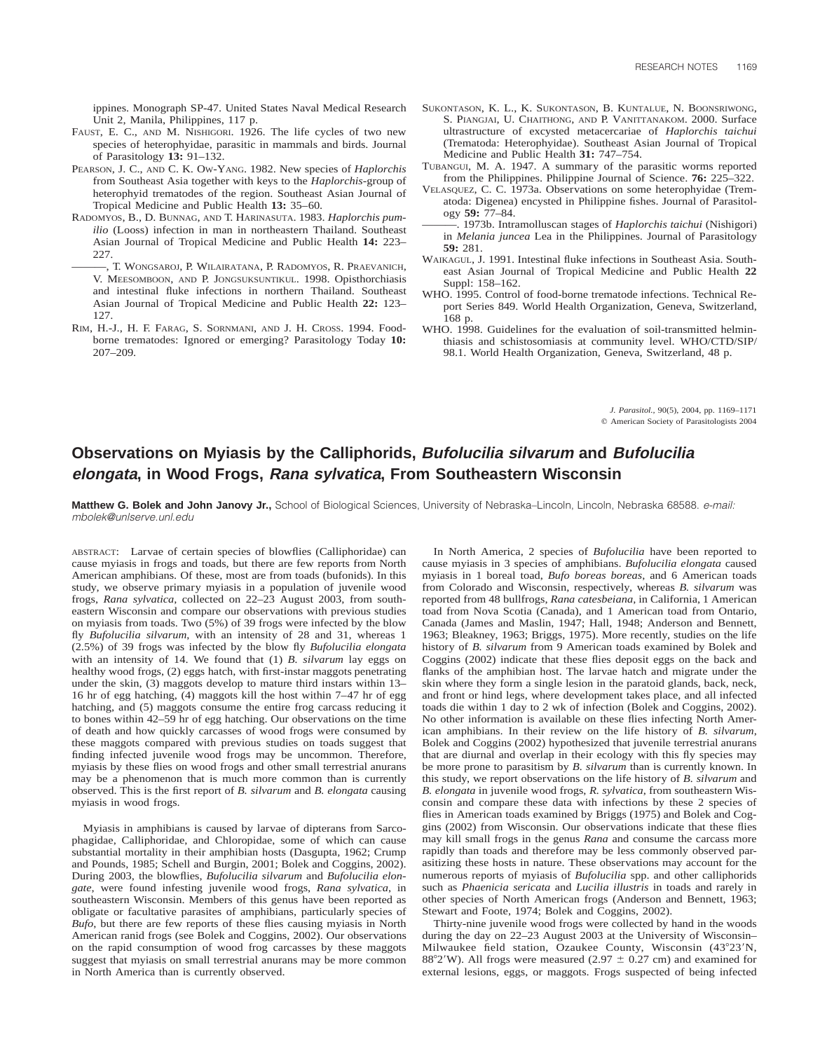ippines. Monograph SP-47. United States Naval Medical Research Unit 2, Manila, Philippines, 117 p.

FAUST, E. C., AND M. NISHIGORI. 1926. The life cycles of two new species of heterophyidae, parasitic in mammals and birds. Journal of Parasitology **13:** 91–132.

PEARSON, J. C., AND C. K. OW-YANG. 1982. New species of *Haplorchis* from Southeast Asia together with keys to the *Haplorchis*-group of heterophyid trematodes of the region. Southeast Asian Journal of Tropical Medicine and Public Health **13:** 35–60.

RADOMYOS, B., D. BUNNAG, AND T. HARINASUTA. 1983. *Haplorchis pumilio* (Looss) infection in man in northeastern Thailand. Southeast Asian Journal of Tropical Medicine and Public Health **14:** 223–227.

———, T. WONGSAROJ, P. WILAIRATANA, P. RADOMYOS, R. PRAEVANICH, V. MEESOMBOON, AND P. JONGSUKSUNTIKUL. 1998. Opisthorchiasis and intestinal fluke infections in northern Thailand. Southeast Asian Journal of Tropical Medicine and Public Health **22:** 123–127.

RIM, H.-J., H. F. FARAG, S. SORNMANI, AND J. H. CROSS. 1994. Food-borne trematodes: Ignored or emerging? Parasitology Today **10:** 207–209.

SUKONTASON, K. L., K. SUKONTASON, B. KUNTALUE, N. BOONSRIWONG, S. PIANGJAI, U. CHAITHONG, AND P. VANITTANAKOM. 2000. Surface ultrastructure of excysted metacercariae of *Haplorchis taichui* (Trematoda: Heterophyidae). Southeast Asian Journal of Tropical Medicine and Public Health **31:** 747–754.

TUBANGUI, M. A. 1947. A summary of the parasitic worms reported from the Philippines. Philippine Journal of Science. **76:** 225–322.

VELASQUEZ, C. C. 1973a. Observations on some heterophyidae (Trematoda: Digenea) encysted in Philippine fishes. Journal of Parasitology **59:** 77–84.

———. 1973b. Intramolluscan stages of *Haplorchis taichui* (Nishigori) in *Melania juncea* Lea in the Philippines. Journal of Parasitology **59:** 281.

WAIKAGUL, J. 1991. Intestinal fluke infections in Southeast Asia. Southeast Asian Journal of Tropical Medicine and Public Health **22** Suppl: 158–162.

WHO. 1995. Control of food-borne trematode infections. Technical Report Series 849. World Health Organization, Geneva, Switzerland, 168 p.

WHO. 1998. Guidelines for the evaluation of soil-transmitted helminthiasis and schistosomiasis at community level. WHO/CTD/SIP/98.1. World Health Organization, Geneva, Switzerland, 48 p.

# Observations on Myiasis by the Calliphorids, *Bufolucilia silvarum* and *Bufolucilia elongata*, in Wood Frogs, *Rana sylvatica*, From Southeastern Wisconsin

**Matthew G. Bolek and John Janovy Jr.,** School of Biological Sciences, University of Nebraska–Lincoln, Lincoln, Nebraska 68588. *e-mail: mbolek@unlserve.unl.edu*

ABSTRACT: Larvae of certain species of blowflies (Calliphoridae) can cause myiasis in frogs and toads, but there are few reports from North American amphibians. Of these, most are from toads (bufonids). In this study, we observe primary myiasis in a population of juvenile wood frogs, *Rana sylvatica*, collected on 22–23 August 2003, from southeastern Wisconsin and compare our observations with previous studies on myiasis from toads. Two (5%) of 39 frogs were infected by the blow fly *Bufolucilia silvarum*, with an intensity of 28 and 31, whereas 1 (2.5%) of 39 frogs was infected by the blow fly *Bufolucilia elongata* with an intensity of 14. We found that (1) *B. silvarum* lay eggs on healthy wood frogs, (2) eggs hatch, with first-instar maggots penetrating under the skin, (3) maggots develop to mature third instars within 13–16 hr of egg hatching, (4) maggots kill the host within 7–47 hr of egg hatching, and (5) maggots consume the entire frog carcass reducing it to bones within 42–59 hr of egg hatching. Our observations on the time of death and how quickly carcasses of wood frogs were consumed by these maggots compared with previous studies on toads suggest that finding infected juvenile wood frogs may be uncommon. Therefore, myiasis by these flies on wood frogs and other small terrestrial anurans may be a phenomenon that is much more common than is currently observed. This is the first report of *B. silvarum* and *B. elongata* causing myiasis in wood frogs.

Myiasis in amphibians is caused by larvae of dipterans from Sarcophagidae, Calliphoridae, and Chloropidae, some of which can cause substantial mortality in their amphibian hosts (Dasgupta, 1962; Crump and Pounds, 1985; Schell and Burgin, 2001; Bolek and Coggins, 2002). During 2003, the blowflies, *Bufolucilia silvarum* and *Bufolucilia elongata*, were found infesting juvenile wood frogs, *Rana sylvatica*, in southeastern Wisconsin. Members of this genus have been reported as obligate or facultative parasites of amphibians, particularly species of *Bufo*, but there are few reports of these flies causing myiasis in North American ranid frogs (see Bolek and Coggins, 2002). Our observations on the rapid consumption of wood frog carcasses by these maggots suggest that myiasis on small terrestrial anurans may be more common in North America than is currently observed.

In North America, 2 species of *Bufolucilia* have been reported to cause myiasis in 3 species of amphibians. *Bufolucilia elongata* caused myiasis in 1 boreal toad, *Bufo boreas boreas*, and 6 American toads from Colorado and Wisconsin, respectively, whereas *B. silvarum* was reported from 48 bullfrogs, *Rana catesbeiana*, in California, 1 American toad from Nova Scotia (Canada), and 1 American toad from Ontario, Canada (James and Maslin, 1947; Hall, 1948; Anderson and Bennett, 1963; Bleakney, 1963; Briggs, 1975). More recently, studies on the life history of *B. silvarum* from 9 American toads examined by Bolek and Coggins (2002) indicate that these flies deposit eggs on the back and flanks of the amphibian host. The larvae hatch and migrate under the skin where they form a single lesion in the paratoid glands, back, neck, and front or hind legs, where development takes place, and all infected toads die within 1 day to 2 wk of infection (Bolek and Coggins, 2002). No other information is available on these flies infecting North American amphibians. In their review on the life history of *B. silvarum*, Bolek and Coggins (2002) hypothesized that juvenile terrestrial anurans that are diurnal and overlap in their ecology with this fly species may be more prone to parasitism by *B. silvarum* than is currently known. In this study, we report observations on the life history of *B. silvarum* and *B. elongata* in juvenile wood frogs, *R. sylvatica*, from southeastern Wisconsin and compare these data with infections by these 2 species of flies in American toads examined by Briggs (1975) and Bolek and Coggins (2002) from Wisconsin. Our observations indicate that these flies may kill small frogs in the genus *Rana* and consume the carcass more rapidly than toads and therefore may be less commonly observed parasitizing these hosts in nature. These observations may account for the numerous reports of myiasis of *Bufolucilia* spp. and other calliphorids such as *Phaenicia sericata* and *Lucilia illustris* in toads and rarely in other species of North American frogs (Anderson and Bennett, 1963; Stewart and Foote, 1974; Bolek and Coggins, 2002).

Thirty-nine juvenile wood frogs were collected by hand in the woods during the day on 22–23 August 2003 at the University of Wisconsin–Milwaukee field station, Ozaukee County, Wisconsin (43°23′N, 88°2′W). All frogs were measured (2.97 ± 0.27 cm) and examined for external lesions, eggs, or maggots. Frogs suspected of being infected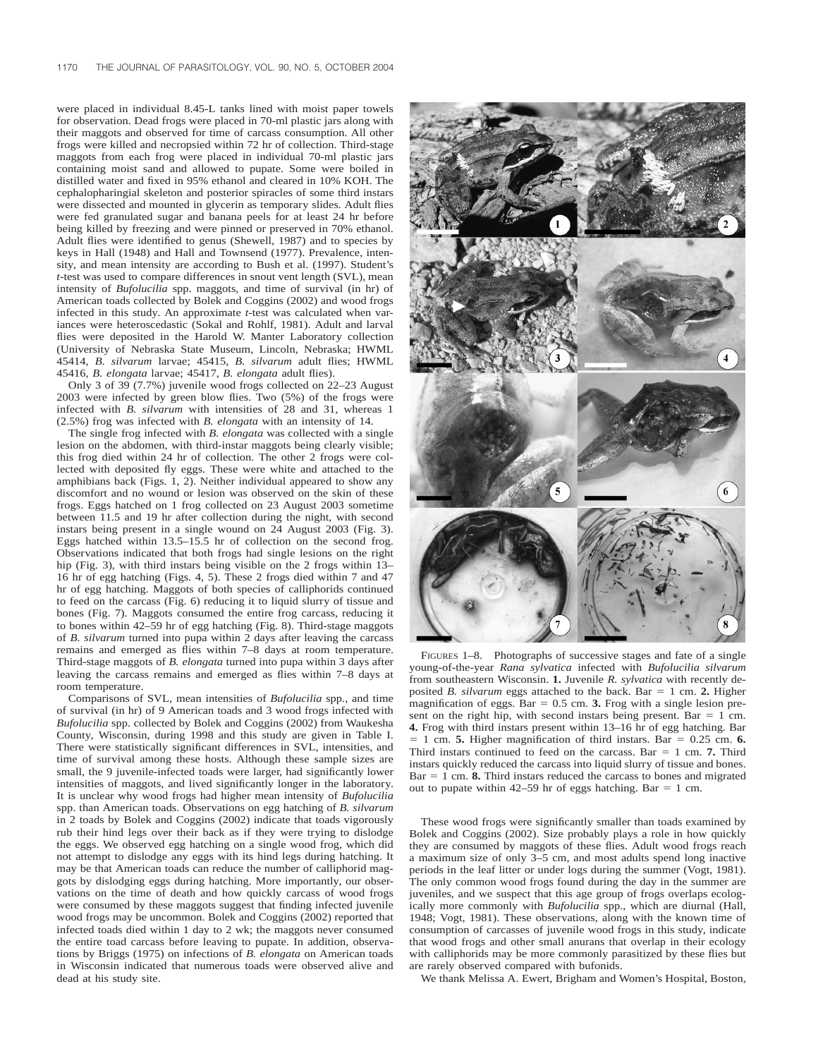were placed in individual 8.45-L tanks lined with moist paper towels for observation. Dead frogs were placed in 70-ml plastic jars along with their maggots and observed for time of carcass consumption. All other frogs were killed and necropsied within 72 hr of collection. Third-stage maggots from each frog were placed in individual 70-ml plastic jars containing moist sand and allowed to pupate. Some were boiled in distilled water and fixed in 95% ethanol and cleared in 10% KOH. The cephalopharingial skeleton and posterior spiracles of some third instars were dissected and mounted in glycerin as temporary slides. Adult flies were fed granulated sugar and banana peels for at least 24 hr before being killed by freezing and were pinned or preserved in 70% ethanol. Adult flies were identified to genus (Shewell, 1987) and to species by keys in Hall (1948) and Hall and Townsend (1977). Prevalence, intensity, and mean intensity are according to Bush et al. (1997). Student's *t*-test was used to compare differences in snout vent length (SVL), mean intensity of *Bufolucilia* spp. maggots, and time of survival (in hr) of American toads collected by Bolek and Coggins (2002) and wood frogs infected in this study. An approximate *t*-test was calculated when variances were heteroscedastic (Sokal and Rohlf, 1981). Adult and larval flies were deposited in the Harold W. Manter Laboratory collection (University of Nebraska State Museum, Lincoln, Nebraska; HWML 45414, *B. silvarum* larvae; 45415, *B. silvarum* adult flies; HWML 45416, *B. elongata* larvae; 45417, *B. elongata* adult flies).

Only 3 of 39 (7.7%) juvenile wood frogs collected on 22–23 August 2003 were infected by green blow flies. Two (5%) of the frogs were infected with *B. silvarum* with intensities of 28 and 31, whereas 1 (2.5%) frog was infected with *B. elongata* with an intensity of 14.

The single frog infected with *B. elongata* was collected with a single lesion on the abdomen, with third-instar maggots being clearly visible; this frog died within 24 hr of collection. The other 2 frogs were collected with deposited fly eggs. These were white and attached to the amphibians back (Figs. 1, 2). Neither individual appeared to show any discomfort and no wound or lesion was observed on the skin of these frogs. Eggs hatched on 1 frog collected on 23 August 2003 sometime between 11.5 and 19 hr after collection during the night, with second instars being present in a single wound on 24 August 2003 (Fig. 3). Eggs hatched within 13.5–15.5 hr of collection on the second frog. Observations indicated that both frogs had single lesions on the right hip (Fig. 3), with third instars being visible on the 2 frogs within 13–16 hr of egg hatching (Figs. 4, 5). These 2 frogs died within 7 and 47 hr of egg hatching. Maggots of both species of calliphorids continued to feed on the carcass (Fig. 6) reducing it to liquid slurry of tissue and bones (Fig. 7). Maggots consumed the entire frog carcass, reducing it to bones within 42–59 hr of egg hatching (Fig. 8). Third-stage maggots of *B. silvarum* turned into pupa within 2 days after leaving the carcass remains and emerged as flies within 7–8 days at room temperature. Third-stage maggots of *B. elongata* turned into pupa within 3 days after leaving the carcass remains and emerged as flies within 7–8 days at room temperature.

Comparisons of SVL, mean intensities of *Bufolucilia* spp., and time of survival (in hr) of 9 American toads and 3 wood frogs infected with *Bufolucilia* spp. collected by Bolek and Coggins (2002) from Waukesha County, Wisconsin, during 1998 and this study are given in Table I. There were statistically significant differences in SVL, intensities, and time of survival among these hosts. Although these sample sizes are small, the 9 juvenile-infected toads were larger, had significantly lower intensities of maggots, and lived significantly longer in the laboratory. It is unclear why wood frogs had higher mean intensity of *Bufolucilia* spp. than American toads. Observations on egg hatching of *B. silvarum* in 2 toads by Bolek and Coggins (2002) indicate that toads vigorously rub their hind legs over their back as if they were trying to dislodge the eggs. We observed egg hatching on a single wood frog, which did not attempt to dislodge any eggs with its hind legs during hatching. It may be that American toads can reduce the number of calliphorid maggots by dislodging eggs during hatching. More importantly, our observations on the time of death and how quickly carcass of wood frogs were consumed by these maggots suggest that finding infected juvenile wood frogs may be uncommon. Bolek and Coggins (2002) reported that infected toads died within 1 day to 2 wk; the maggots never consumed the entire toad carcass before leaving to pupate. In addition, observations by Briggs (1975) on infections of *B. elongata* on American toads in Wisconsin indicated that numerous toads were observed alive and dead at his study site.

FIGURES 1–8. Photographs of successive stages and fate of a single young-of-the-year *Rana sylvatica* infected with *Bufolucilia silvarum* from southeastern Wisconsin. **1.** Juvenile *R. sylvatica* with recently deposited *B. silvarum* eggs attached to the back. Bar = 1 cm. **2.** Higher magnification of eggs. Bar = 0.5 cm. **3.** Frog with a single lesion present on the right hip, with second instars being present. Bar = 1 cm. **4.** Frog with third instars present within 13–16 hr of egg hatching. Bar = 1 cm. **5.** Higher magnification of third instars. Bar = 0.25 cm. **6.** Third instars continued to feed on the carcass. Bar = 1 cm. **7.** Third instars quickly reduced the carcass into liquid slurry of tissue and bones. Bar = 1 cm. **8.** Third instars reduced the carcass to bones and migrated out to pupate within 42–59 hr of eggs hatching. Bar = 1 cm.

These wood frogs were significantly smaller than toads examined by Bolek and Coggins (2002). Size probably plays a role in how quickly they are consumed by maggots of these flies. Adult wood frogs reach a maximum size of only 3–5 cm, and most adults spend long inactive periods in the leaf litter or under logs during the summer (Vogt, 1981). The only common wood frogs found during the day in the summer are juveniles, and we suspect that this age group of frogs overlaps ecologically more commonly with *Bufolucilia* spp., which are diurnal (Hall, 1948; Vogt, 1981). These observations, along with the known time of consumption of carcasses of juvenile wood frogs in this study, indicate that wood frogs and other small anurans that overlap in their ecology with calliphorids may be more commonly parasitized by these flies but are rarely observed compared with bufonids.

We thank Melissa A. Ewert, Brigham and Women's Hospital, Boston,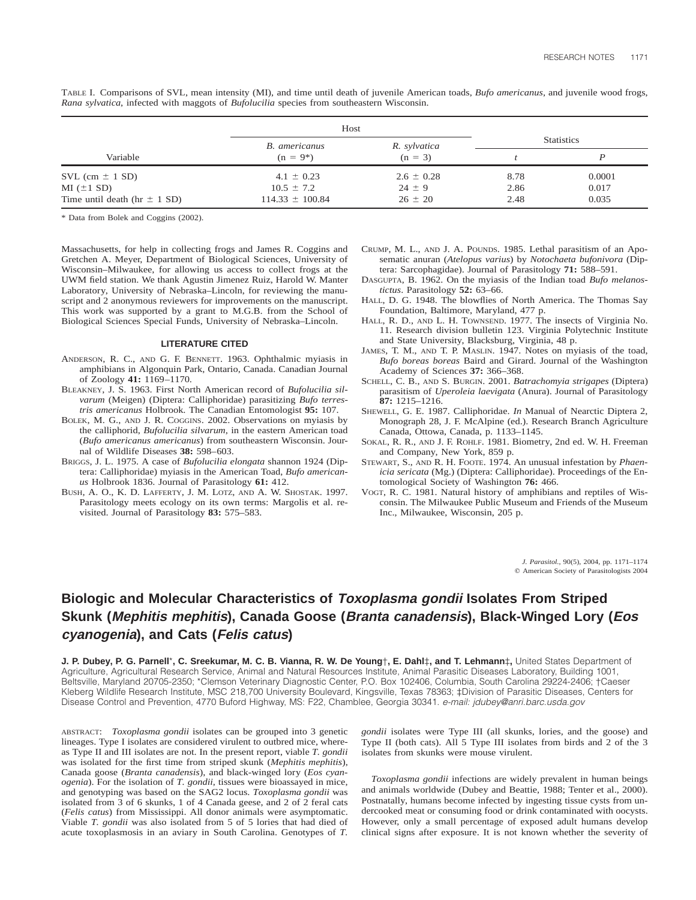TABLE I. Comparisons of SVL, mean intensity (MI), and time until death of juvenile American toads, *Bufo americanus*, and juvenile wood frogs, *Rana sylvatica*, infected with maggots of *Bufolucilia* species from southeastern Wisconsin.

| Variable | Host | | Statistics | |
|---|---|---|---|---|
| | *B. americanus* (n = 9*) | *R. sylvatica* (n = 3) | *t* | *P* |
| SVL (cm ± 1 SD) | 4.1 ± 0.23 | 2.6 ± 0.28 | 8.78 | 0.0001 |
| MI (±1 SD) | 10.5 ± 7.2 | 24 ± 9 | 2.86 | 0.017 |
| Time until death (hr ± 1 SD) | 114.33 ± 100.84 | 26 ± 20 | 2.48 | 0.035 |

\* Data from Bolek and Coggins (2002).

Massachusetts, for help in collecting frogs and James R. Coggins and Gretchen A. Meyer, Department of Biological Sciences, University of Wisconsin–Milwaukee, for allowing us access to collect frogs at the UWM field station. We thank Agustin Jimenez Ruiz, Harold W. Manter Laboratory, University of Nebraska–Lincoln, for reviewing the manuscript and 2 anonymous reviewers for improvements on the manuscript. This work was supported by a grant to M.G.B. from the School of Biological Sciences Special Funds, University of Nebraska–Lincoln.

## LITERATURE CITED

ANDERSON, R. C., AND G. F. BENNETT. 1963. Ophthalmic myiasis in amphibians in Algonquin Park, Ontario, Canada. Canadian Journal of Zoology **41:** 1169–1170.

BLEAKNEY, J. S. 1963. First North American record of *Bufolucilia silvarum* (Meigen) (Diptera: Calliphoridae) parasitizing *Bufo terrestris americanus* Holbrook. The Canadian Entomologist **95:** 107.

BOLEK, M. G., AND J. R. COGGINS. 2002. Observations on myiasis by the calliphorid, *Bufolucilia silvarum*, in the eastern American toad (*Bufo americanus americanus*) from southeastern Wisconsin. Journal of Wildlife Diseases **38:** 598–603.

BRIGGS, J. L. 1975. A case of *Bufolucilia elongata* shannon 1924 (Diptera: Calliphoridae) myiasis in the American Toad, *Bufo americanus* Holbrook 1836. Journal of Parasitology **61:** 412.

BUSH, A. O., K. D. LAFFERTY, J. M. LOTZ, AND A. W. SHOSTAK. 1997. Parasitology meets ecology on its own terms: Margolis et al. revisited. Journal of Parasitology **83:** 575–583.

CRUMP, M. L., AND J. A. POUNDS. 1985. Lethal parasitism of an Aposematic anuran (*Atelopus varius*) by *Notochaeta bufonivora* (Diptera: Sarcophagidae). Journal of Parasitology **71:** 588–591.

DASGUPTA, B. 1962. On the myiasis of the Indian toad *Bufo melanostictus*. Parasitology **52:** 63–66.

HALL, D. G. 1948. The blowflies of North America. The Thomas Say Foundation, Baltimore, Maryland, 477 p.

HALL, R. D., AND L. H. TOWNSEND. 1977. The insects of Virginia No. 11. Research division bulletin 123. Virginia Polytechnic Institute and State University, Blacksburg, Virginia, 48 p.

JAMES, T. M., AND T. P. MASLIN. 1947. Notes on myiasis of the toad, *Bufo boreas boreas* Baird and Girard. Journal of the Washington Academy of Sciences **37:** 366–368.

SCHELL, C. B., AND S. BURGIN. 2001. *Batrachomyia strigapes* (Diptera) parasitism of *Uperoleia laevigata* (Anura). Journal of Parasitology **87:** 1215–1216.

SHEWELL, G. E. 1987. Calliphoridae. *In* Manual of Nearctic Diptera 2, Monograph 28, J. F. McAlpine (ed.). Research Branch Agriculture Canada, Ottowa, Canada, p. 1133–1145.

SOKAL, R. R., AND J. F. ROHLF. 1981. Biometry, 2nd ed. W. H. Freeman and Company, New York, 859 p.

STEWART, S., AND R. H. FOOTE. 1974. An unusual infestation by *Phaenicia sericata* (Mg.) (Diptera: Calliphoridae). Proceedings of the Entomological Society of Washington **76:** 466.

VOGT, R. C. 1981. Natural history of amphibians and reptiles of Wisconsin. The Milwaukee Public Museum and Friends of the Museum Inc., Milwaukee, Wisconsin, 205 p.

*J. Parasitol.*, 90(5), 2004, pp. 1171–1174
© American Society of Parasitologists 2004

# Biologic and Molecular Characteristics of *Toxoplasma gondii* Isolates From Striped Skunk (*Mephitis mephitis*), Canada Goose (*Branta canadensis*), Black-Winged Lory (*Eos cyanogenia*), and Cats (*Felis catus*)

**J. P. Dubey, P. G. Parnell\*, C. Sreekumar, M. C. B. Vianna, R. W. De Young†, E. Dahl‡, and T. Lehmann‡,** United States Department of Agriculture, Agricultural Research Service, Animal and Natural Resources Institute, Animal Parasitic Diseases Laboratory, Building 1001, Beltsville, Maryland 20705-2350; \*Clemson Veterinary Diagnostic Center, P.O. Box 102406, Columbia, South Carolina 29224-2406; †Caeser Kleberg Wildlife Research Institute, MSC 218,700 University Boulevard, Kingsville, Texas 78363; ‡Division of Parasitic Diseases, Centers for Disease Control and Prevention, 4770 Buford Highway, MS: F22, Chamblee, Georgia 30341. *e-mail: jdubey@anri.barc.usda.gov*

ABSTRACT: *Toxoplasma gondii* isolates can be grouped into 3 genetic lineages. Type I isolates are considered virulent to outbred mice, whereas Type II and III isolates are not. In the present report, viable *T. gondii* was isolated for the first time from striped skunk (*Mephitis mephitis*), Canada goose (*Branta canadensis*), and black-winged lory (*Eos cyanogenia*). For the isolation of *T. gondii*, tissues were bioassayed in mice, and genotyping was based on the SAG2 locus. *Toxoplasma gondii* was isolated from 3 of 6 skunks, 1 of 4 Canada geese, and 2 of 2 feral cats (*Felis catus*) from Mississippi. All donor animals were asymptomatic. Viable *T. gondii* was also isolated from 5 of 5 lories that had died of acute toxoplasmosis in an aviary in South Carolina. Genotypes of *T. gondii* isolates were Type III (all skunks, lories, and the goose) and Type II (both cats). All 5 Type III isolates from birds and 2 of the 3 isolates from skunks were mouse virulent.

*Toxoplasma gondii* infections are widely prevalent in human beings and animals worldwide (Dubey and Beattie, 1988; Tenter et al., 2000). Postnatally, humans become infected by ingesting tissue cysts from undercooked meat or consuming food or drink contaminated with oocysts. However, only a small percentage of exposed adult humans develop clinical signs after exposure. It is not known whether the severity of